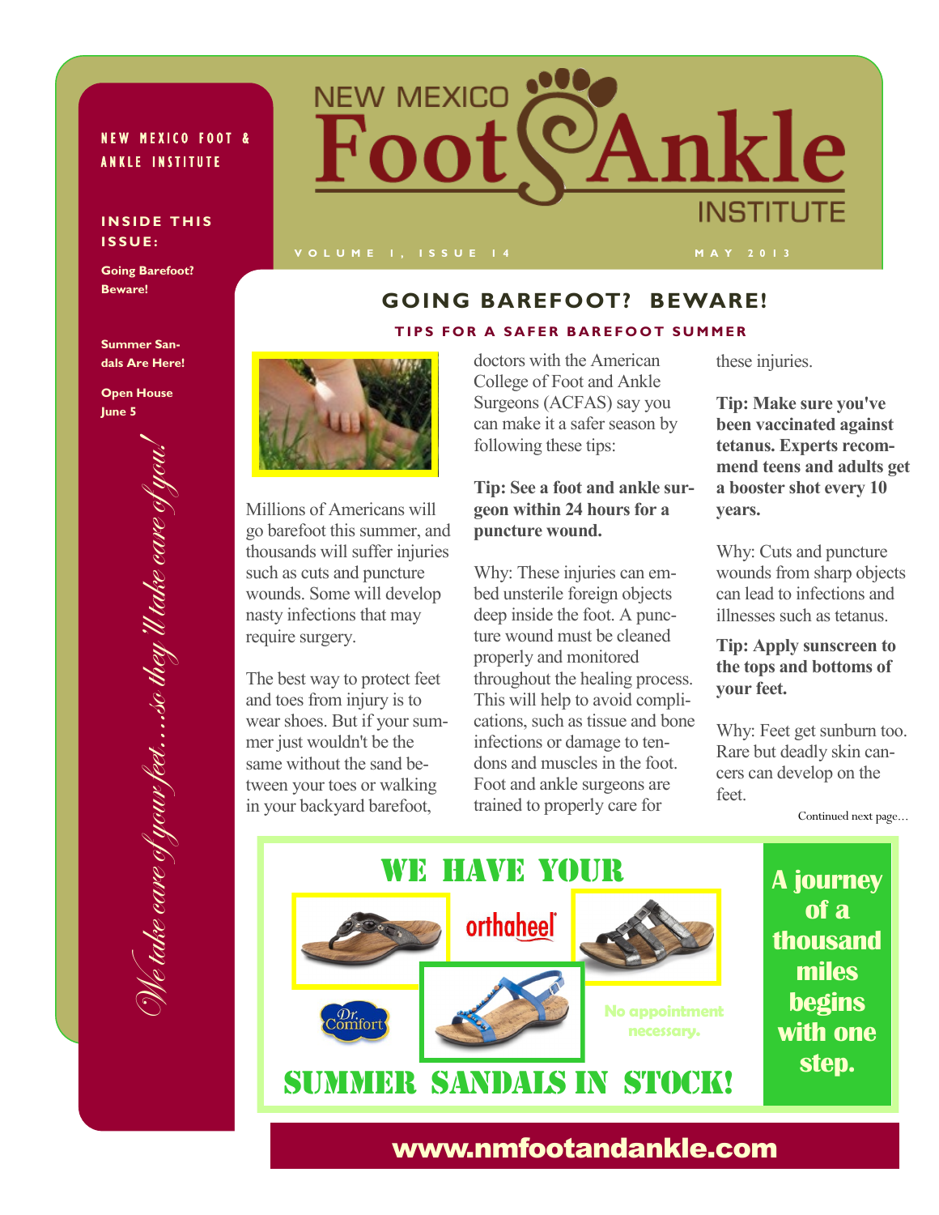NEW MEXICO FOOT & ANKLE INSTITUTE

**INSIDE THIS ISSUE:**

**Going Barefoot? Beware!**

**Summer Sandals Are Here!**

**Open House June 5**

*We take care of your feet….so they'll take care of you!*

# NEW MEXICO Foot & Ankle INSTITUTE

VOLUME 1, ISSUE 14 — MAY 2013

## GOING BAREFOOT? BEWARE!

### TIPS FOR A SAFER BAREFOOT SUMMER

Millions of Americans will go barefoot this summer, and thousands will suffer injuries such as cuts and puncture wounds. Some will develop nasty infections that may require surgery.

The best way to protect feet and toes from injury is to wear shoes. But if your summer just wouldn't be the same without the sand between your toes or walking in your backyard barefoot, doctors with the American College of Foot and Ankle Surgeons (ACFAS) say you can make it a safer season by following these tips:

**Tip: See a foot and ankle surgeon within 24 hours for a puncture wound.**

Why: These injuries can embed unsterile foreign objects deep inside the foot. A puncture wound must be cleaned properly and monitored throughout the healing process. This will help to avoid complications, such as tissue and bone infections or damage to tendons and muscles in the foot. Foot and ankle surgeons are trained to properly care for these injuries.

**Tip: Make sure you've been vaccinated against tetanus. Experts recommend teens and adults get a booster shot every 10 years.**

Why: Cuts and puncture wounds from sharp objects can lead to infections and illnesses such as tetanus.

**Tip: Apply sunscreen to the tops and bottoms of your feet.**

Why: Feet get sunburn too. Rare but deadly skin cancers can develop on the feet.

Continued next page…

WE HAVE YOUR

orthaheel

Dr. Comfort

No appointment necessary.

SUMMER SANDALS IN STOCK!

**A journey of a thousand miles begins with one step.**

**www.nmfootandankle.com**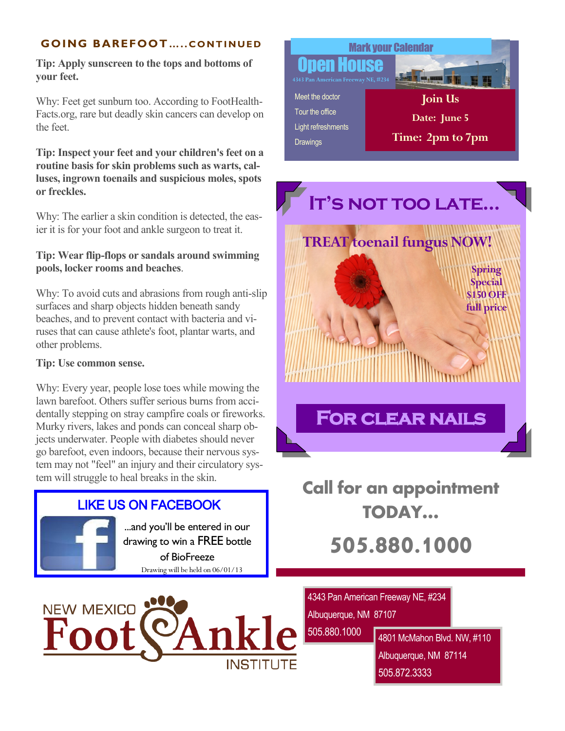## GOING BAREFOOT.....CONTINUED

**Tip: Apply sunscreen to the tops and bottoms of your feet.**

Why: Feet get sunburn too. According to FootHealthFacts.org, rare but deadly skin cancers can develop on the feet.

**Tip: Inspect your feet and your children's feet on a routine basis for skin problems such as warts, calluses, ingrown toenails and suspicious moles, spots or freckles.**

Why: The earlier a skin condition is detected, the easier it is for your foot and ankle surgeon to treat it.

**Tip: Wear flip-flops or sandals around swimming pools, locker rooms and beaches**.

Why: To avoid cuts and abrasions from rough anti-slip surfaces and sharp objects hidden beneath sandy beaches, and to prevent contact with bacteria and viruses that can cause athlete's foot, plantar warts, and other problems.

**Tip: Use common sense.**

Why: Every year, people lose toes while mowing the lawn barefoot. Others suffer serious burns from accidentally stepping on stray campfire coals or fireworks. Murky rivers, lakes and ponds can conceal sharp objects underwater. People with diabetes should never go barefoot, even indoors, because their nervous system may not "feel" an injury and their circulatory system will struggle to heal breaks in the skin.

### LIKE US ON FACEBOOK

...and you'll be entered in our drawing to win a FREE bottle of BioFreeze

Drawing will be held on 06/01/13

### Mark your Calendar

## Open House

4343 Pan American Freeway NE, #234

- Meet the doctor
- Tour the office
- Light refreshments
- Drawings

**Join Us**

**Date: June 5**

**Time: 2pm to 7pm**

## IT'S NOT TOO LATE...

**TREAT toenail fungus NOW!**

**Spring Special $150 OFF full price**

## FOR CLEAR NAILS

## Call for an appointment TODAY...

## 505.880.1000

NEW MEXICO Foot & Ankle INSTITUTE

4343 Pan American Freeway NE, #234
Albuquerque, NM 87107
505.880.1000

4801 McMahon Blvd. NW, #110
Albuquerque, NM 87114
505.872.3333